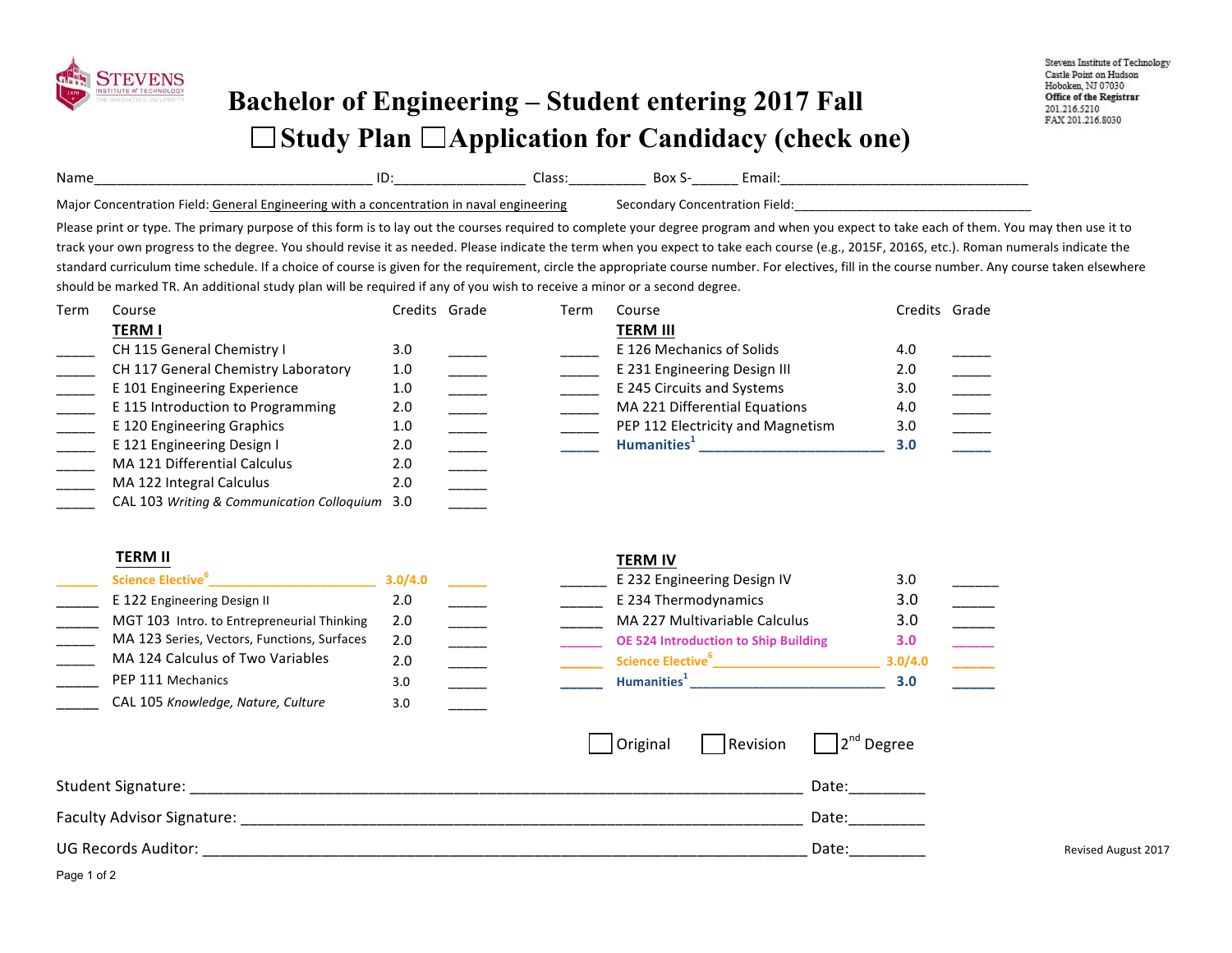Stevens Institute of Technology
Castle Point on Hudson
Hoboken, NJ 07030
**Office of the Registrar**
201.216.5210
FAX 201.216.8030

# Bachelor of Engineering – Student entering 2017 Fall

## ☐ Study Plan ☐ Application for Candidacy (check one)

Name_________________________________ ID:________________ Class:__________ Box S-______ Email:________________________________

Major Concentration Field: General Engineering with a concentration in naval engineering Secondary Concentration Field:________________________________

Please print or type. The primary purpose of this form is to lay out the courses required to complete your degree program and when you expect to take each of them. You may then use it to track your own progress to the degree. You should revise it as needed. Please indicate the term when you expect to take each course (e.g., 2015F, 2016S, etc.). Roman numerals indicate the standard curriculum time schedule. If a choice of course is given for the requirement, circle the appropriate course number. For electives, fill in the course number. Any course taken elsewhere should be marked TR. An additional study plan will be required if any of you wish to receive a minor or a second degree.

| Term | Course | Credits | Grade |
|---|---|---|---|
| | **TERM I** | | |
| _____ | CH 115 General Chemistry I | 3.0 | _____ |
| _____ | CH 117 General Chemistry Laboratory | 1.0 | _____ |
| _____ | E 101 Engineering Experience | 1.0 | _____ |
| _____ | E 115 Introduction to Programming | 2.0 | _____ |
| _____ | E 120 Engineering Graphics | 1.0 | _____ |
| _____ | E 121 Engineering Design I | 2.0 | _____ |
| _____ | MA 121 Differential Calculus | 2.0 | _____ |
| _____ | MA 122 Integral Calculus | 2.0 | _____ |
| _____ | CAL 103 *Writing & Communication Colloquium* | 3.0 | _____ |
| | **TERM II** | | |
| _____ | Science Elective[6] ______________________ | 3.0/4.0 | _____ |
| _____ | E 122 Engineering Design II | 2.0 | _____ |
| _____ | MGT 103 Intro. to Entrepreneurial Thinking | 2.0 | _____ |
| _____ | MA 123 Series, Vectors, Functions, Surfaces | 2.0 | _____ |
| _____ | MA 124 Calculus of Two Variables | 2.0 | _____ |
| _____ | PEP 111 Mechanics | 3.0 | _____ |
| _____ | CAL 105 *Knowledge, Nature, Culture* | 3.0 | _____ |

| Term | Course | Credits | Grade |
|---|---|---|---|
| | **TERM III** | | |
| _____ | E 126 Mechanics of Solids | 4.0 | _____ |
| _____ | E 231 Engineering Design III | 2.0 | _____ |
| _____ | E 245 Circuits and Systems | 3.0 | _____ |
| _____ | MA 221 Differential Equations | 4.0 | _____ |
| _____ | PEP 112 Electricity and Magnetism | 3.0 | _____ |
| _____ | Humanities[1] ______________________ | 3.0 | _____ |
| | **TERM IV** | | |
| _____ | E 232 Engineering Design IV | 3.0 | _____ |
| _____ | E 234 Thermodynamics | 3.0 | _____ |
| _____ | MA 227 Multivariable Calculus | 3.0 | _____ |
| _____ | OE 524 Introduction to Ship Building | 3.0 | _____ |
| _____ | Science Elective[6] ______________________ | 3.0/4.0 | _____ |
| _____ | Humanities[1] ______________________ | 3.0 | _____ |

☐ Original ☐ Revision ☐ 2nd Degree

Student Signature: ______________________________________________ Date:_________

Faculty Advisor Signature: ________________________________________ Date:_________

UG Records Auditor: _____________________________________________ Date:_________

Revised August 2017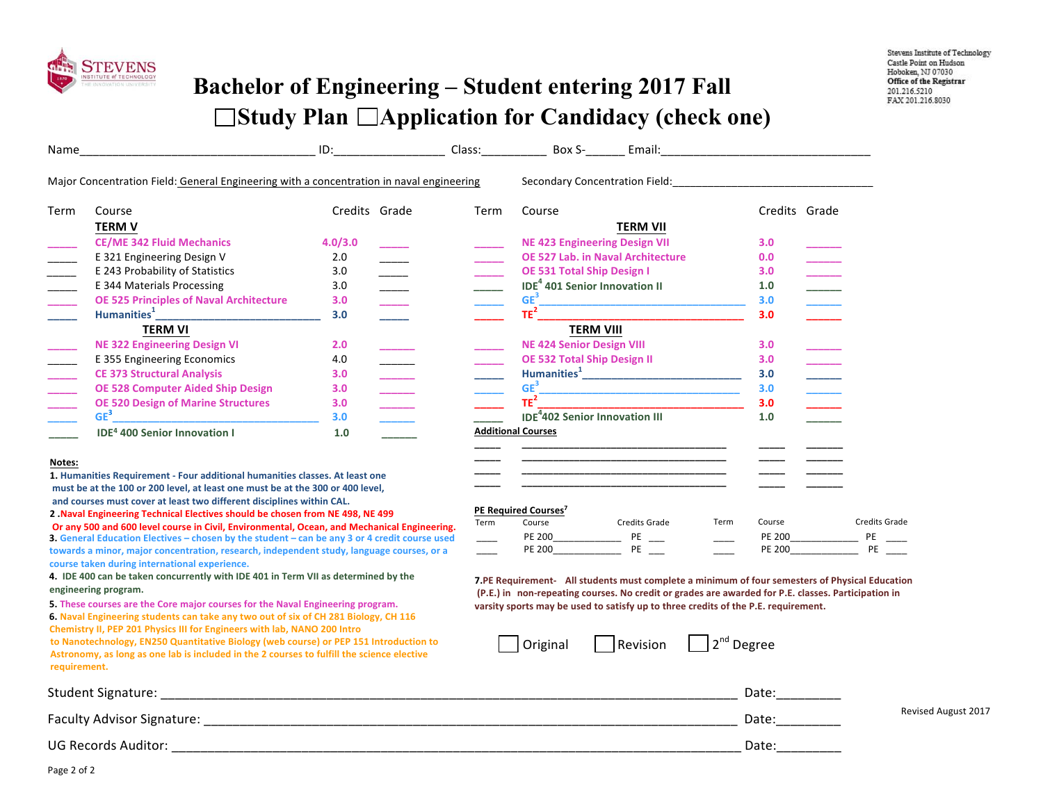Stevens Institute of Technology
Castle Point on Hudson
Hoboken, NJ 07030
Office of the Registrar
201.216.5210
FAX 201.216.8030

# Bachelor of Engineering – Student entering 2017 Fall

## ☐Study Plan ☐Application for Candidacy (check one)

Name_________________________ ID:_______________ Class:__________ Box S-______ Email:___________________________

Major Concentration Field: General Engineering with a concentration in naval engineering

Secondary Concentration Field:___________________________

| Term | Course | Credits | Grade |
|---|---|---|---|
| | **TERM V** | | |
| _____ | CE/ME 342 Fluid Mechanics | 4.0/3.0 | _____ |
| _____ | E 321 Engineering Design V | 2.0 | _____ |
| _____ | E 243 Probability of Statistics | 3.0 | _____ |
| _____ | E 344 Materials Processing | 3.0 | _____ |
| _____ | OE 525 Principles of Naval Architecture | 3.0 | _____ |
| _____ | Humanities[1]__________________________ | 3.0 | _____ |
| | **TERM VI** | | |
| _____ | NE 322 Engineering Design VI | 2.0 | _____ |
| _____ | E 355 Engineering Economics | 4.0 | _____ |
| _____ | CE 373 Structural Analysis | 3.0 | _____ |
| _____ | OE 528 Computer Aided Ship Design | 3.0 | _____ |
| _____ | OE 520 Design of Marine Structures | 3.0 | _____ |
| _____ | GE[3]__________________________________ | 3.0 | _____ |
| _____ | IDE[4] 400 Senior Innovation I | 1.0 | _____ |

| Term | Course | Credits | Grade |
|---|---|---|---|
| | **TERM VII** | | |
| _____ | NE 423 Engineering Design VII | 3.0 | _____ |
| _____ | OE 527 Lab. in Naval Architecture | 0.0 | _____ |
| _____ | OE 531 Total Ship Design I | 3.0 | _____ |
| _____ | IDE[4] 401 Senior Innovation II | 1.0 | _____ |
| _____ | GE[3]__________________________________ | 3.0 | _____ |
| _____ | TE[2]__________________________________ | 3.0 | _____ |
| | **TERM VIII** | | |
| _____ | NE 424 Senior Design VIII | 3.0 | _____ |
| _____ | OE 532 Total Ship Design II | 3.0 | _____ |
| _____ | Humanities[1]__________________________ | 3.0 | _____ |
| _____ | GE[3]__________________________________ | 3.0 | _____ |
| _____ | TE[2]__________________________________ | 3.0 | _____ |
| _____ | IDE[4]402 Senior Innovation III | 1.0 | _____ |

**Additional Courses**

| | | | |
|---|---|---|---|
| _____ | ______________________________ | _____ | _____ |
| _____ | ______________________________ | _____ | _____ |
| _____ | ______________________________ | _____ | _____ |
| _____ | ______________________________ | _____ | _____ |

**PE Required Courses[7]**

| Term | Course | Credits | Grade | Term | Course | Credits | Grade |
|---|---|---|---|---|---|---|---|
| ____ | PE 200__________ | PE | ___ | ____ | PE 200__________ | PE | ___ |
| ____ | PE 200__________ | PE | ___ | ____ | PE 200__________ | PE | ___ |

**Notes:**

1. Humanities Requirement - Four additional humanities classes. At least one must be at the 100 or 200 level, at least one must be at the 300 or 400 level, and courses must cover at least two different disciplines within CAL.
2. Naval Engineering Technical Electives should be chosen from NE 498, NE 499 Or any 500 and 600 level course in Civil, Environmental, Ocean, and Mechanical Engineering.
3. General Education Electives – chosen by the student – can be any 3 or 4 credit course used towards a minor, major concentration, research, independent study, language courses, or a course taken during international experience.
4. IDE 400 can be taken concurrently with IDE 401 in Term VII as determined by the engineering program.
5. These courses are the Core major courses for the Naval Engineering program.
6. Naval Engineering students can take any two out of six of CH 281 Biology, CH 116 Chemistry II, PEP 201 Physics III for Engineers with lab, NANO 200 Intro to Nanotechnology, EN250 Quantitative Biology (web course) or PEP 151 Introduction to Astronomy, as long as one lab is included in the 2 courses to fulfill the science elective requirement.

7. PE Requirement- All students must complete a minimum of four semesters of Physical Education (P.E.) in non-repeating courses. No credit or grades are awarded for P.E. classes. Participation in varsity sports may be used to satisfy up to three credits of the P.E. requirement.

☐ Original ☐ Revision ☐ 2nd Degree

Student Signature: ______________________________________________ Date:_________

Faculty Advisor Signature: _______________________________________ Date:_________

UG Records Auditor: ____________________________________________ Date:_________

Revised August 2017